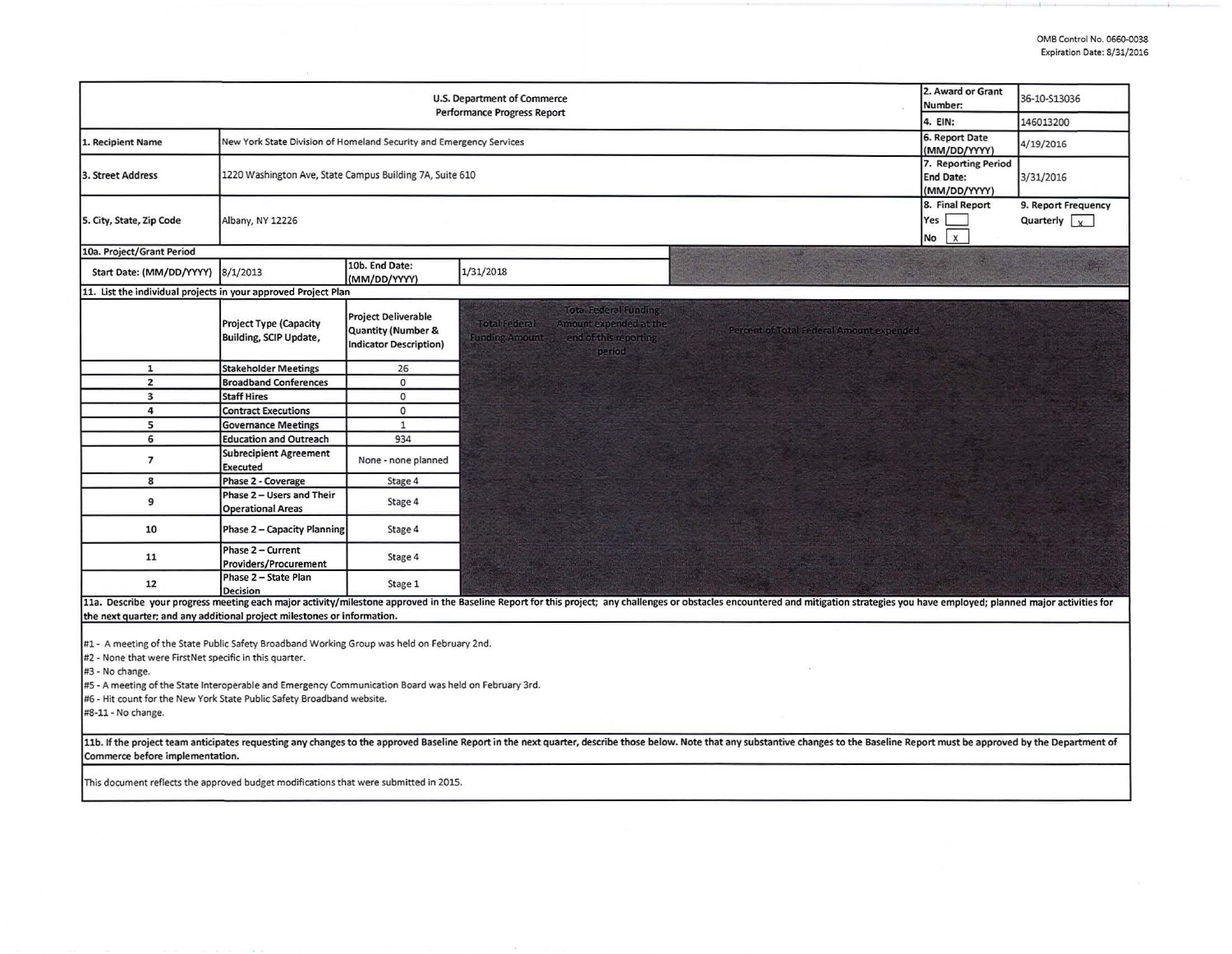OMB Control No. 0660-0038
Expiration Date: 8/31/2016

| U.S. Department of Commerce Performance Progress Report | | 2. Award or Grant Number: | 36-10-S13036 |
|---|---|---|---|
| | | 4. EIN: | 146013200 |
| 1. Recipient Name | New York State Division of Homeland Security and Emergency Services | 6. Report Date (MM/DD/YYYY) | 4/19/2016 |
| 3. Street Address | 1220 Washington Ave, State Campus Building 7A, Suite 610 | 7. Reporting Period End Date: (MM/DD/YYYY) | 3/31/2016 |
| 5. City, State, Zip Code | Albany, NY 12226 | 8. Final Report Yes [ ] No [x] | 9. Report Frequency Quarterly [x] |

10a. Project/Grant Period

| Start Date: (MM/DD/YYYY) | 8/1/2013 | 10b. End Date: (MM/DD/YYYY) | 1/31/2018 |
|---|---|---|---|

11. List the individual projects in your approved Project Plan

| | Project Type (Capacity Building, SCIP Update, | Project Deliverable Quantity (Number & Indicator Description) | Total Federal Funding Amount | Total Federal Funding Amount expended at the end of this reporting period | Percent of Total Federal Amount expended |
|---|---|---|---|---|---|
| 1 | Stakeholder Meetings | 26 | | | |
| 2 | Broadband Conferences | 0 | | | |
| 3 | Staff Hires | 0 | | | |
| 4 | Contract Executions | 0 | | | |
| 5 | Governance Meetings | 1 | | | |
| 6 | Education and Outreach | 934 | | | |
| 7 | Subrecipient Agreement Executed | None - none planned | | | |
| 8 | Phase 2 - Coverage | Stage 4 | | | |
| 9 | Phase 2 – Users and Their Operational Areas | Stage 4 | | | |
| 10 | Phase 2 – Capacity Planning | Stage 4 | | | |
| 11 | Phase 2 – Current Providers/Procurement | Stage 4 | | | |
| 12 | Phase 2 – State Plan Decision | Stage 1 | | | |

**11a. Describe your progress meeting each major activity/milestone approved in the Baseline Report for this project; any challenges or obstacles encountered and mitigation strategies you have employed; planned major activities for the next quarter; and any additional project milestones or information.**

#1 - A meeting of the State Public Safety Broadband Working Group was held on February 2nd.
#2 - None that were FirstNet specific in this quarter.
#3 - No change.
#5 - A meeting of the State Interoperable and Emergency Communication Board was held on February 3rd.
#6 - Hit count for the New York State Public Safety Broadband website.
#8-11 - No change.

**11b. If the project team anticipates requesting any changes to the approved Baseline Report in the next quarter, describe those below. Note that any substantive changes to the Baseline Report must be approved by the Department of Commerce before implementation.**

This document reflects the approved budget modifications that were submitted in 2015.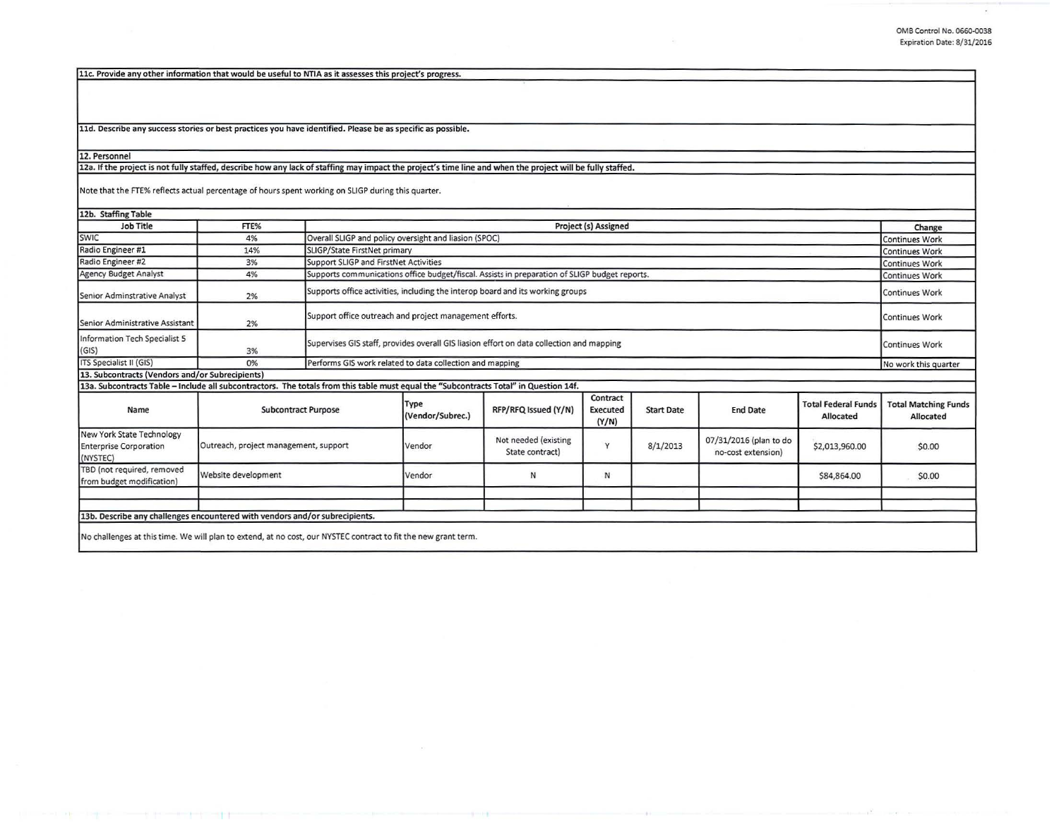**11c. Provide any other information that would be useful to NTIA as it assesses this project's progress.**

**11d. Describe any success stories or best practices you have identified. Please be as specific as possible.**

## 12. Personnel

**12a. If the project is not fully staffed, describe how any lack of staffing may impact the project's time line and when the project will be fully staffed.**

Note that the FTE% reflects actual percentage of hours spent working on SLIGP during this quarter.

**12b. Staffing Table**

| Job Title | FTE% | Project (s) Assigned | Change |
|---|---|---|---|
| SWIC | 4% | Overall SLIGP and policy oversight and liaison (SPOC) | Continues Work |
| Radio Engineer #1 | 14% | SLIGP/State FirstNet primary | Continues Work |
| Radio Engineer #2 | 3% | Support SLIGP and FirstNet Activities | Continues Work |
| Agency Budget Analyst | 4% | Supports communications office budget/fiscal. Assists in preparation of SLIGP budget reports. | Continues Work |
| Senior Adminstrative Analyst | 2% | Supports office activities, including the interop board and its working groups | Continues Work |
| Senior Administrative Assistant | 2% | Support office outreach and project management efforts. | Continues Work |
| Information Tech Specialist 5 (GIS) | 3% | Supervises GIS staff, provides overall GIS liasion effort on data collection and mapping | Continues Work |
| ITS Specialist II (GIS) | 0% | Performs GIS work related to data collection and mapping | No work this quarter |

## 13. Subcontracts (Vendors and/or Subrecipients)

**13a. Subcontracts Table – Include all subcontractors. The totals from this table must equal the "Subcontracts Total" in Question 14f.**

| Name | Subcontract Purpose | Type (Vendor/Subrec.) | RFP/RFQ Issued (Y/N) | Contract Executed (Y/N) | Start Date | End Date | Total Federal Funds Allocated | Total Matching Funds Allocated |
|---|---|---|---|---|---|---|---|---|
| New York State Technology Enterprise Corporation (NYSTEC) | Outreach, project management, support | Vendor | Not needed (existing State contract) | Y | 8/1/2013 | 07/31/2016 (plan to do no-cost extension) | $2,013,960.00 | $0.00 |
| TBD (not required, removed from budget modification) | Website development | Vendor | N | N | | | $84,864.00 | $0.00 |
| | | | | | | | | |
| | | | | | | | | |

**13b. Describe any challenges encountered with vendors and/or subrecipients.**

No challenges at this time. We will plan to extend, at no cost, our NYSTEC contract to fit the new grant term.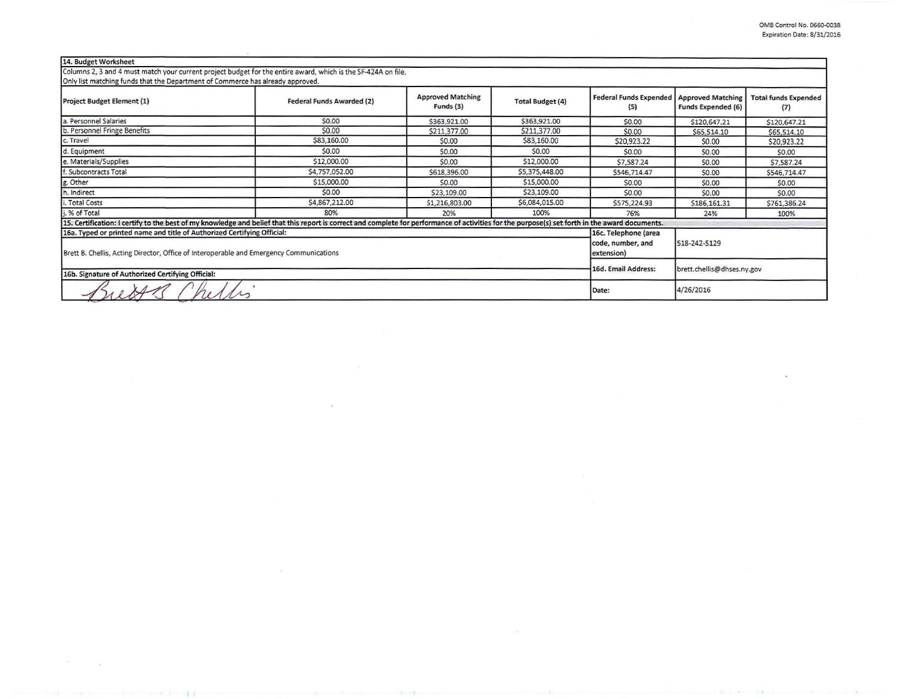OMB Control No. 0660-0038
Expiration Date: 8/31/2016

**14. Budget Worksheet**

Columns 2, 3 and 4 must match your current project budget for the entire award, which is the SF-424A on file.
Only list matching funds that the Department of Commerce has already approved.

| Project Budget Element (1) | Federal Funds Awarded (2) | Approved Matching Funds (3) | Total Budget (4) | Federal Funds Expended (5) | Approved Matching Funds Expended (6) | Total funds Expended (7) |
|---|---|---|---|---|---|---|
| a. Personnel Salaries | $0.00 | $363,921.00 | $363,921.00 | $0.00 | $120,647.21 | $120,647.21 |
| b. Personnel Fringe Benefits | $0.00 | $211,377.00 | $211,377.00 | $0.00 | $65,514.10 | $65,514.10 |
| c. Travel | $83,160.00 | $0.00 | $83,160.00 | $20,923.22 | $0.00 | $20,923.22 |
| d. Equipment | $0.00 | $0.00 | $0.00 | $0.00 | $0.00 | $0.00 |
| e. Materials/Supplies | $12,000.00 | $0.00 | $12,000.00 | $7,587.24 | $0.00 | $7,587.24 |
| f. Subcontracts Total | $4,757,052.00 | $618,396.00 | $5,375,448.00 | $546,714.47 | $0.00 | $546,714.47 |
| g. Other | $15,000.00 | $0.00 | $15,000.00 | $0.00 | $0.00 | $0.00 |
| h. Indirect | $0.00 | $23,109.00 | $23,109.00 | $0.00 | $0.00 | $0.00 |
| i. Total Costs | $4,867,212.00 | $1,216,803.00 | $6,084,015.00 | $575,224.93 | $186,161.31 | $761,386.24 |
| j. % of Total | 80% | 20% | 100% | 76% | 24% | 100% |

**15. Certification: I certify to the best of my knowledge and belief that this report is correct and complete for performance of activities for the purpose(s) set forth in the award documents.**

| | | |
|---|---|---|
| **16a. Typed or printed name and title of Authorized Certifying Official:** Brett B. Chellis, Acting Director, Office of Interoperable and Emergency Communications | **16c. Telephone (area code, number, and extension)** | 518-242-5129 |
| **16b. Signature of Authorized Certifying Official:** | **16d. Email Address:** | brett.chellis@dhses.ny.gov |
| Brett B Chellis | **Date:** | 4/26/2016 |